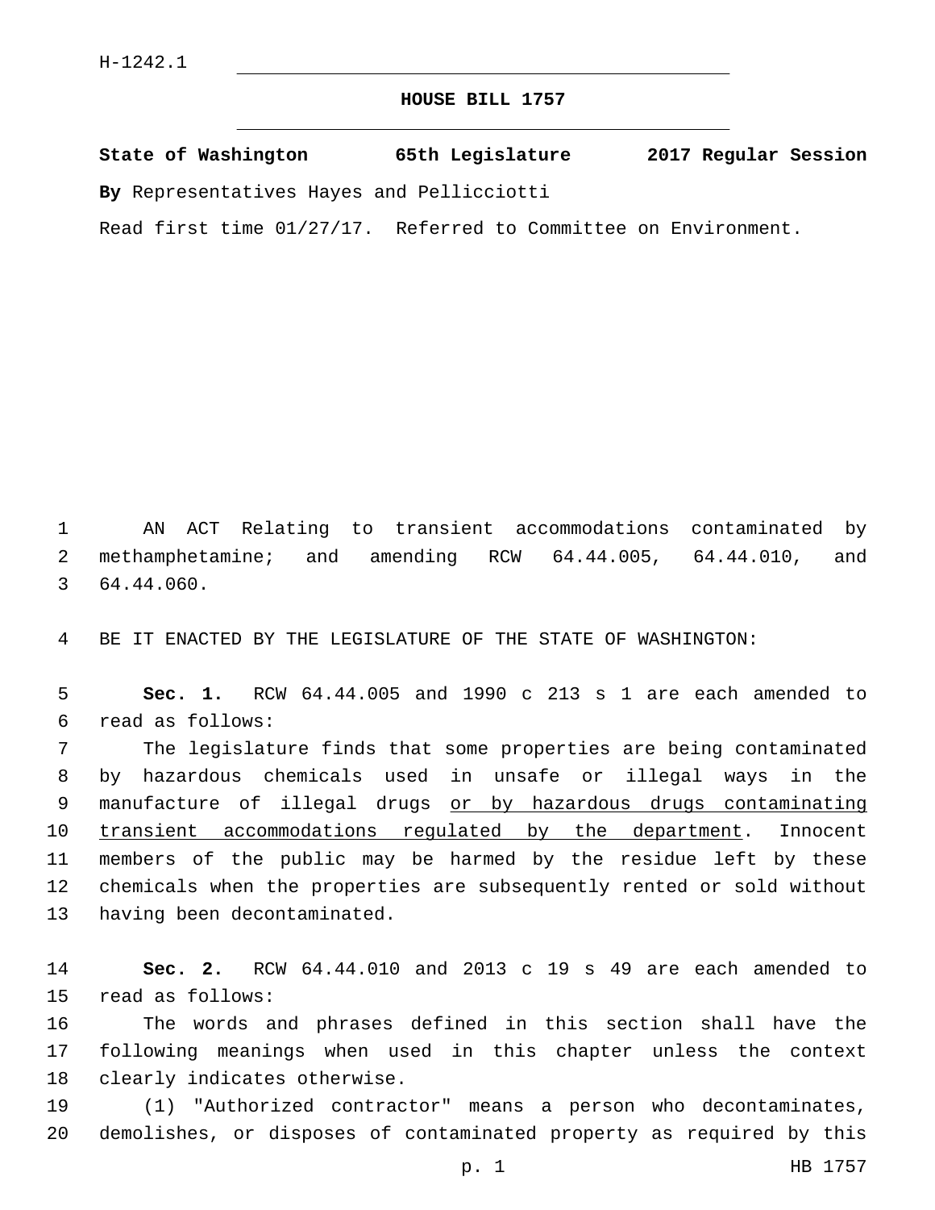H-1242.1

# HOUSE BILL 1757

**State of Washington 65th Legislature 2017 Regular Session**

**By** Representatives Hayes and Pellicciotti

Read first time 01/27/17. Referred to Committee on Environment.

AN ACT Relating to transient accommodations contaminated by methamphetamine; and amending RCW 64.44.005, 64.44.010, and 64.44.060.

BE IT ENACTED BY THE LEGISLATURE OF THE STATE OF WASHINGTON:

**Sec. 1.** RCW 64.44.005 and 1990 c 213 s 1 are each amended to read as follows:

The legislature finds that some properties are being contaminated by hazardous chemicals used in unsafe or illegal ways in the manufacture of illegal drugs <u>or by hazardous drugs contaminating transient accommodations regulated by the department</u>. Innocent members of the public may be harmed by the residue left by these chemicals when the properties are subsequently rented or sold without having been decontaminated.

**Sec. 2.** RCW 64.44.010 and 2013 c 19 s 49 are each amended to read as follows:

The words and phrases defined in this section shall have the following meanings when used in this chapter unless the context clearly indicates otherwise.

(1) "Authorized contractor" means a person who decontaminates, demolishes, or disposes of contaminated property as required by this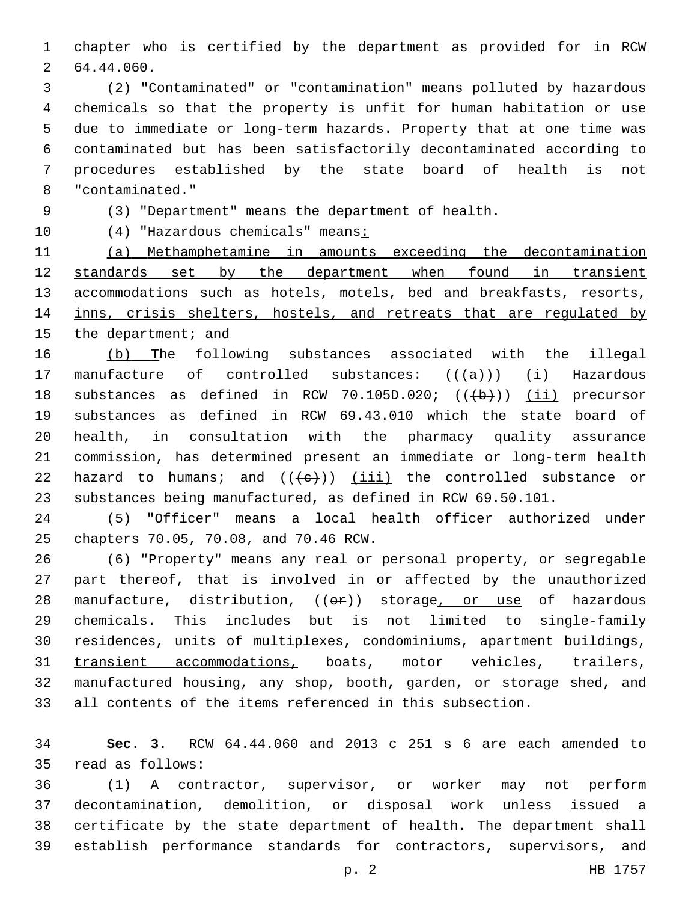chapter who is certified by the department as provided for in RCW 64.44.060.

(2) "Contaminated" or "contamination" means polluted by hazardous chemicals so that the property is unfit for human habitation or use due to immediate or long-term hazards. Property that at one time was contaminated but has been satisfactorily decontaminated according to procedures established by the state board of health is not "contaminated."

(3) "Department" means the department of health.

(4) "Hazardous chemicals" means:

(a) Methamphetamine in amounts exceeding the decontamination standards set by the department when found in transient accommodations such as hotels, motels, bed and breakfasts, resorts, inns, crisis shelters, hostels, and retreats that are regulated by the department; and

(b) The following substances associated with the illegal manufacture of controlled substances: ((~~(a)~~)) (i) Hazardous substances as defined in RCW 70.105D.020; ((~~(b)~~)) (ii) precursor substances as defined in RCW 69.43.010 which the state board of health, in consultation with the pharmacy quality assurance commission, has determined present an immediate or long-term health hazard to humans; and ((~~(c)~~)) (iii) the controlled substance or substances being manufactured, as defined in RCW 69.50.101.

(5) "Officer" means a local health officer authorized under chapters 70.05, 70.08, and 70.46 RCW.

(6) "Property" means any real or personal property, or segregable part thereof, that is involved in or affected by the unauthorized manufacture, distribution, ((~~or~~)) storage, or use of hazardous chemicals. This includes but is not limited to single-family residences, units of multiplexes, condominiums, apartment buildings, transient accommodations, boats, motor vehicles, trailers, manufactured housing, any shop, booth, garden, or storage shed, and all contents of the items referenced in this subsection.

**Sec. 3.** RCW 64.44.060 and 2013 c 251 s 6 are each amended to read as follows:

(1) A contractor, supervisor, or worker may not perform decontamination, demolition, or disposal work unless issued a certificate by the state department of health. The department shall establish performance standards for contractors, supervisors, and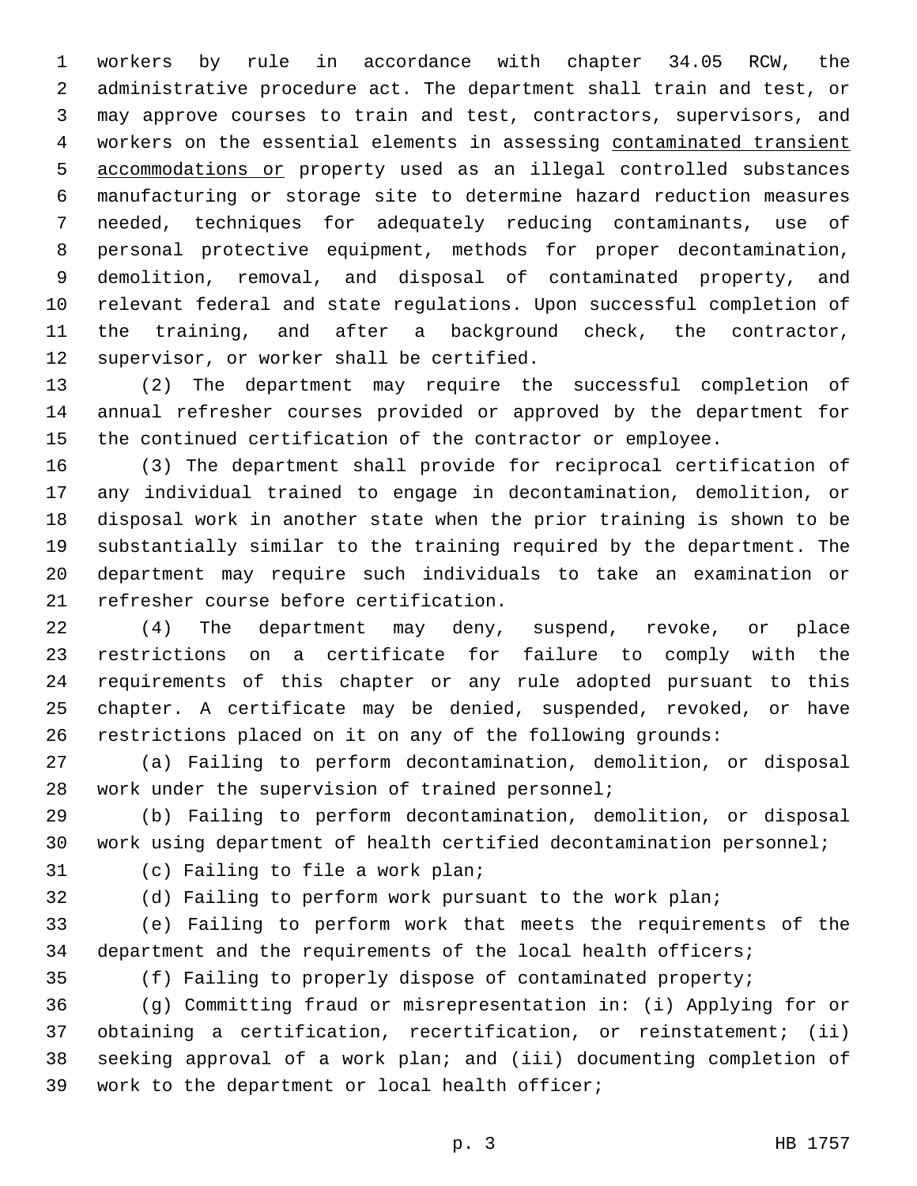workers by rule in accordance with chapter 34.05 RCW, the administrative procedure act. The department shall train and test, or may approve courses to train and test, contractors, supervisors, and workers on the essential elements in assessing <u>contaminated transient accommodations or</u> property used as an illegal controlled substances manufacturing or storage site to determine hazard reduction measures needed, techniques for adequately reducing contaminants, use of personal protective equipment, methods for proper decontamination, demolition, removal, and disposal of contaminated property, and relevant federal and state regulations. Upon successful completion of the training, and after a background check, the contractor, supervisor, or worker shall be certified.

(2) The department may require the successful completion of annual refresher courses provided or approved by the department for the continued certification of the contractor or employee.

(3) The department shall provide for reciprocal certification of any individual trained to engage in decontamination, demolition, or disposal work in another state when the prior training is shown to be substantially similar to the training required by the department. The department may require such individuals to take an examination or refresher course before certification.

(4) The department may deny, suspend, revoke, or place restrictions on a certificate for failure to comply with the requirements of this chapter or any rule adopted pursuant to this chapter. A certificate may be denied, suspended, revoked, or have restrictions placed on it on any of the following grounds:

(a) Failing to perform decontamination, demolition, or disposal work under the supervision of trained personnel;

(b) Failing to perform decontamination, demolition, or disposal work using department of health certified decontamination personnel;

(c) Failing to file a work plan;

(d) Failing to perform work pursuant to the work plan;

(e) Failing to perform work that meets the requirements of the department and the requirements of the local health officers;

(f) Failing to properly dispose of contaminated property;

(g) Committing fraud or misrepresentation in: (i) Applying for or obtaining a certification, recertification, or reinstatement; (ii) seeking approval of a work plan; and (iii) documenting completion of work to the department or local health officer;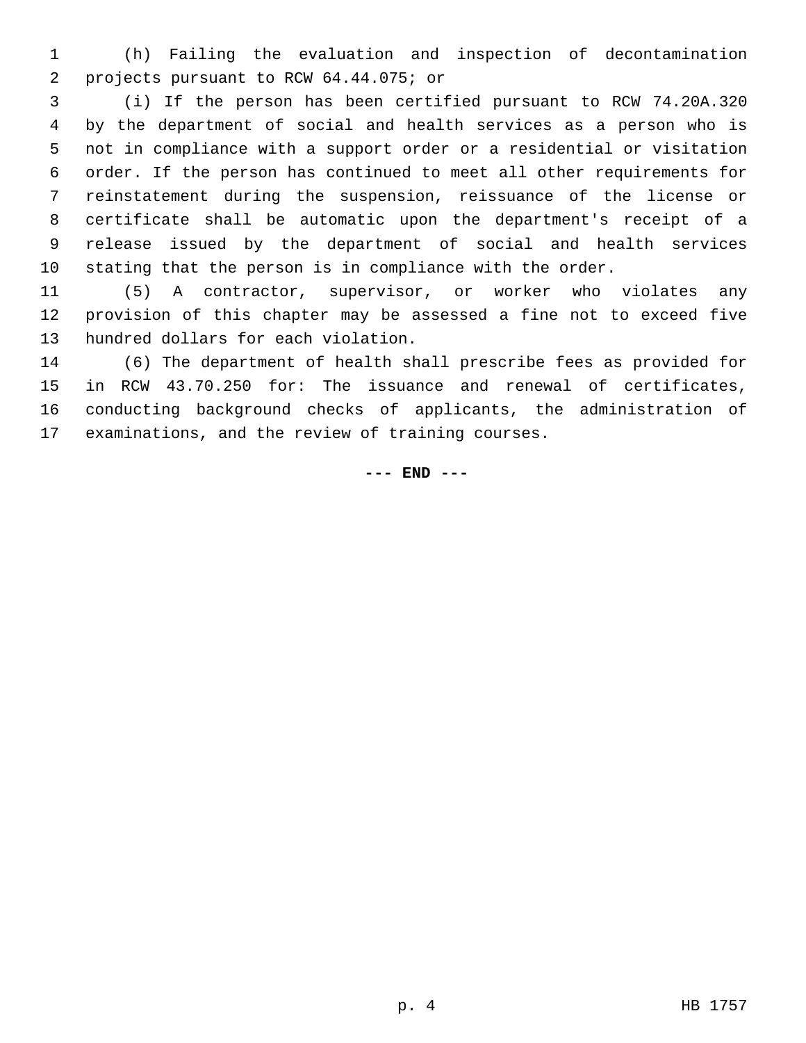(h) Failing the evaluation and inspection of decontamination projects pursuant to RCW 64.44.075; or

(i) If the person has been certified pursuant to RCW 74.20A.320 by the department of social and health services as a person who is not in compliance with a support order or a residential or visitation order. If the person has continued to meet all other requirements for reinstatement during the suspension, reissuance of the license or certificate shall be automatic upon the department's receipt of a release issued by the department of social and health services stating that the person is in compliance with the order.

(5) A contractor, supervisor, or worker who violates any provision of this chapter may be assessed a fine not to exceed five hundred dollars for each violation.

(6) The department of health shall prescribe fees as provided for in RCW 43.70.250 for: The issuance and renewal of certificates, conducting background checks of applicants, the administration of examinations, and the review of training courses.

**--- END ---**